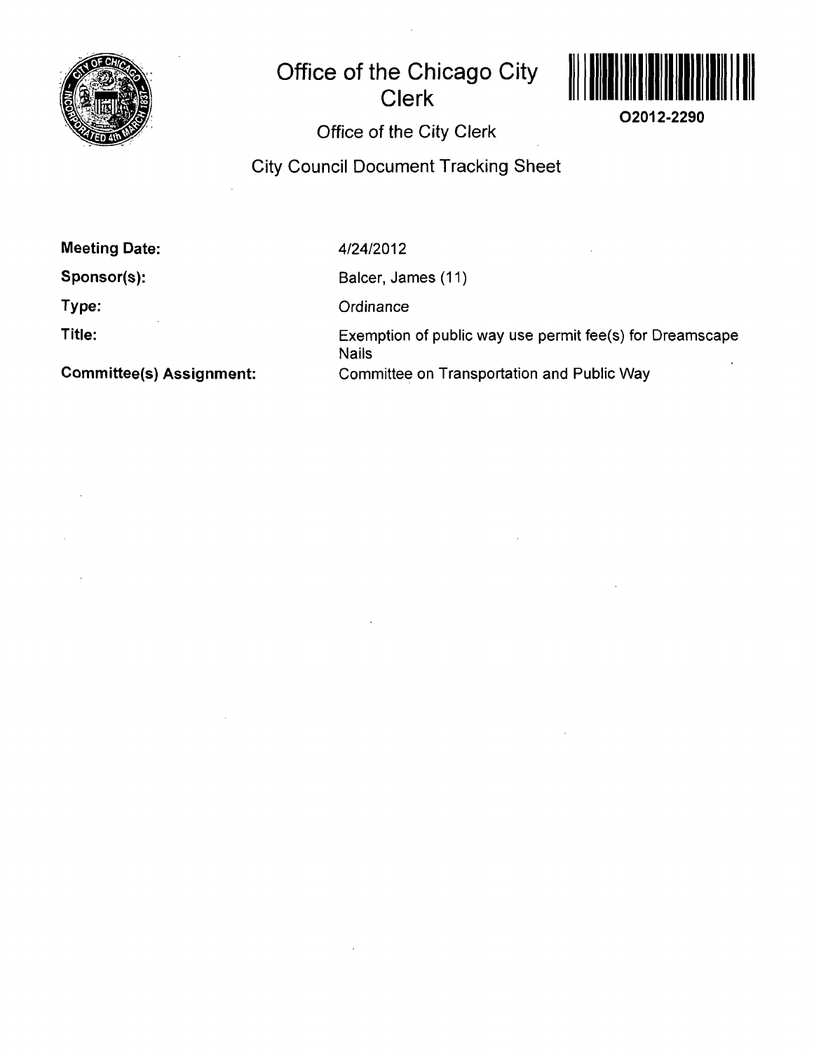# Office of the Chicago City Clerk

O2012-2290

## Office of the City Clerk

## City Council Document Tracking Sheet

| | |
|---|---|
| **Meeting Date:** | 4/24/2012 |
| **Sponsor(s):** | Balcer, James (11) |
| **Type:** | Ordinance |
| **Title:** | Exemption of public way use permit fee(s) for Dreamscape Nails |
| **Committee(s) Assignment:** | Committee on Transportation and Public Way |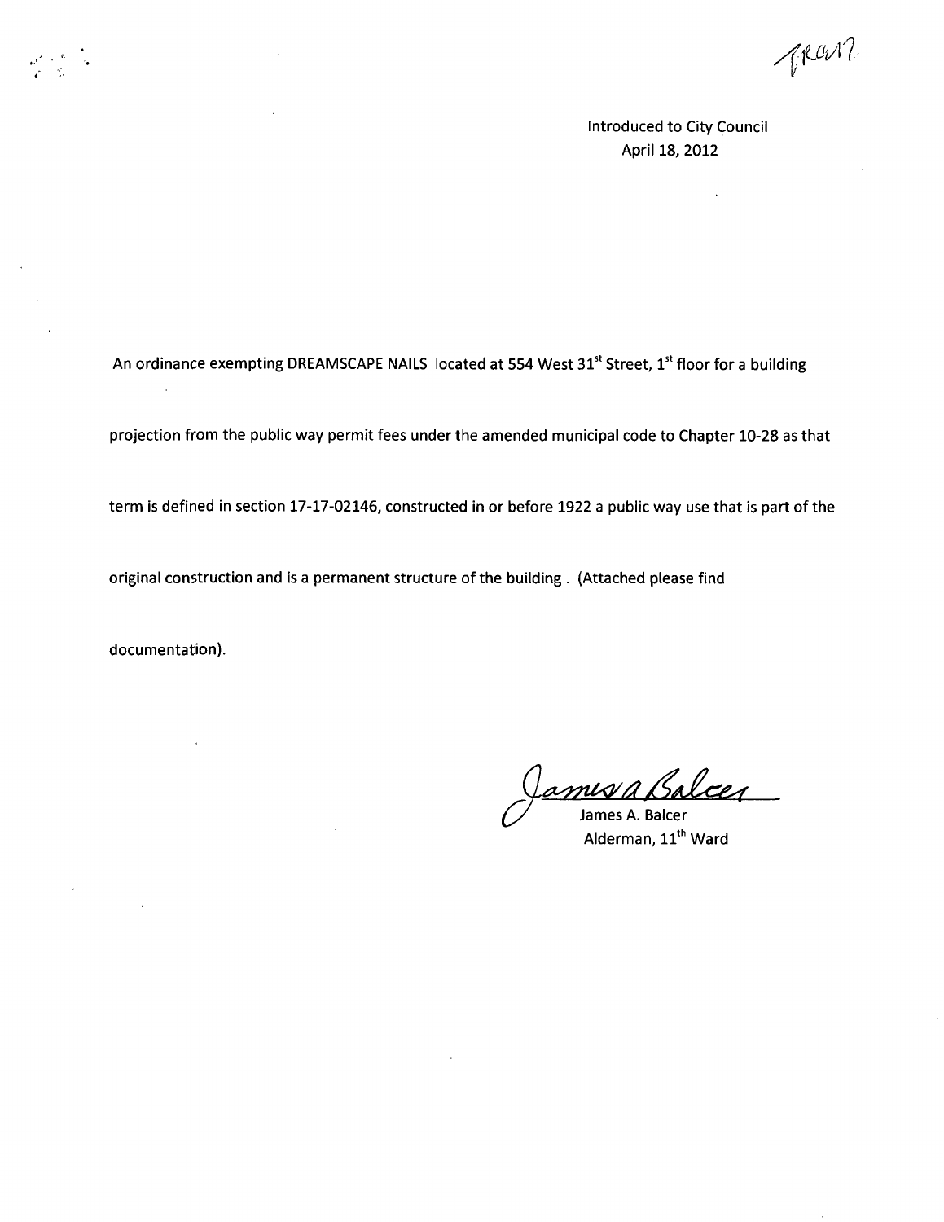TRAN.

Introduced to City Council
April 18, 2012

An ordinance exempting DREAMSCAPE NAILS located at 554 West 31st Street, 1st floor for a building projection from the public way permit fees under the amended municipal code to Chapter 10-28 as that term is defined in section 17-17-02146, constructed in or before 1922 a public way use that is part of the original construction and is a permanent structure of the building . (Attached please find documentation).

James A Balcer

James A. Balcer
Alderman, 11th Ward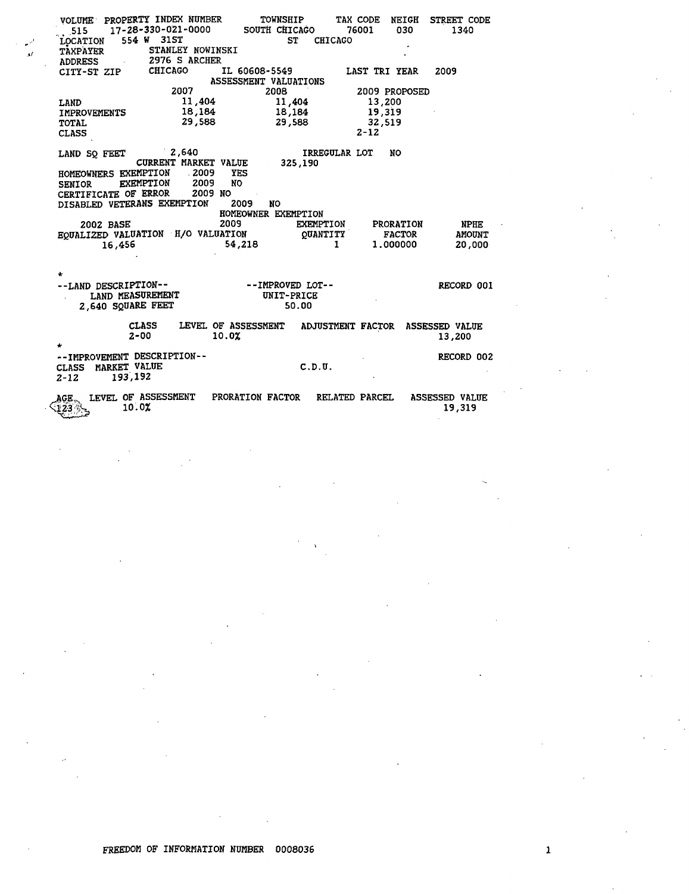| VOLUME | PROPERTY INDEX NUMBER | TOWNSHIP | TAX CODE | NEIGH | STREET CODE |
|---|---|---|---|---|---|
| 515 | 17-28-330-021-0000 | SOUTH CHICAGO | 76001 | 030 | 1340 |

LOCATION 554 W 31ST ST CHICAGO
TAXPAYER STANLEY NOWINSKI
ADDRESS 2976 S ARCHER
CITY-ST ZIP CHICAGO IL 60608-5549 LAST TRI YEAR 2009

ASSESSMENT VALUATIONS

| | 2007 | 2008 | 2009 PROPOSED |
|---|---|---|---|
| LAND | 11,404 | 11,404 | 13,200 |
| IMPROVEMENTS | 18,184 | 18,184 | 19,319 |
| TOTAL | 29,588 | 29,588 | 32,519 |
| CLASS | | | 2-12 |

LAND SQ FEET 2,640 IRREGULAR LOT NO
CURRENT MARKET VALUE 325,190
HOMEOWNERS EXEMPTION 2009 YES
SENIOR EXEMPTION 2009 NO
CERTIFICATE OF ERROR 2009 NO
DISABLED VETERANS EXEMPTION 2009 NO

HOMEOWNER EXEMPTION

| 2002 BASE EQUALIZED VALUATION | 2009 H/O VALUATION | EXEMPTION QUANTITY | PRORATION FACTOR | NPHE AMOUNT |
|---|---|---|---|---|
| 16,456 | 54,218 | 1 | 1.000000 | 20,000 |

*

--LAND DESCRIPTION-- --IMPROVED LOT-- RECORD 001

LAND MEASUREMENT 2,640 SQUARE FEET UNIT-PRICE 50.00

| CLASS | LEVEL OF ASSESSMENT | ADJUSTMENT FACTOR | ASSESSED VALUE |
|---|---|---|---|
| 2-00 | 10.0% | | 13,200 |

*

--IMPROVEMENT DESCRIPTION-- RECORD 002

| CLASS | MARKET VALUE | C.D.U. |
|---|---|---|
| 2-12 | 193,192 | |

| AGE | LEVEL OF ASSESSMENT | PRORATION FACTOR | RELATED PARCEL | ASSESSED VALUE |
|---|---|---|---|---|
| 123 | 10.0% | | | 19,319 |

FREEDOM OF INFORMATION NUMBER 0008036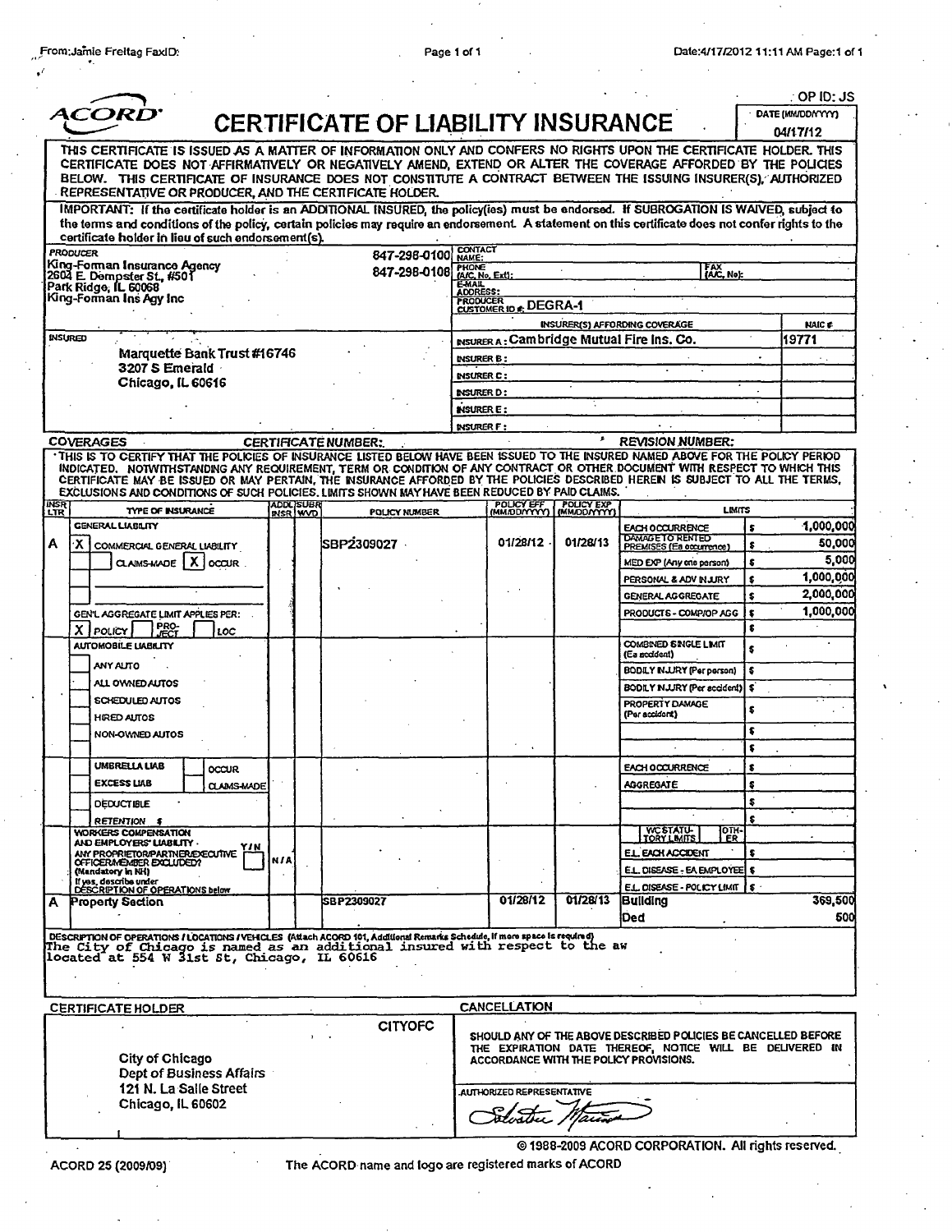From: Jamie Freitag FaxID: Page 1 of 1 Date:4/17/2012 11:11 AM Page:1 of 1

OP ID: JS

# ACORD® CERTIFICATE OF LIABILITY INSURANCE

DATE (MM/DD/YYYY): 04/17/12

THIS CERTIFICATE IS ISSUED AS A MATTER OF INFORMATION ONLY AND CONFERS NO RIGHTS UPON THE CERTIFICATE HOLDER. THIS CERTIFICATE DOES NOT AFFIRMATIVELY OR NEGATIVELY AMEND, EXTEND OR ALTER THE COVERAGE AFFORDED BY THE POLICIES BELOW. THIS CERTIFICATE OF INSURANCE DOES NOT CONSTITUTE A CONTRACT BETWEEN THE ISSUING INSURER(S), AUTHORIZED REPRESENTATIVE OR PRODUCER, AND THE CERTIFICATE HOLDER.

IMPORTANT: If the certificate holder is an ADDITIONAL INSURED, the policy(ies) must be endorsed. If SUBROGATION IS WAIVED, subject to the terms and conditions of the policy, certain policies may require an endorsement. A statement on this certificate does not confer rights to the certificate holder in lieu of such endorsement(s).

**PRODUCER**
King-Forman Insurance Agency
2604 E. Dempster St., #501
Park Ridge, IL 60068
King-Forman Ins Agy Inc
847-298-0100
847-298-0108

CONTACT NAME:
PHONE (A/C, No, Ext):
FAX (A/C, No):
E-MAIL ADDRESS:
PRODUCER CUSTOMER ID #: DEGRA-1

**INSURED**
Marquette Bank Trust #16746
3207 S Emerald
Chicago, IL 60616

| INSURER(S) AFFORDING COVERAGE | NAIC # |
|---|---|
| INSURER A: Cambridge Mutual Fire Ins. Co. | 19771 |
| INSURER B: | |
| INSURER C: | |
| INSURER D: | |
| INSURER E: | |
| INSURER F: | |

**COVERAGES** CERTIFICATE NUMBER: REVISION NUMBER:

THIS IS TO CERTIFY THAT THE POLICIES OF INSURANCE LISTED BELOW HAVE BEEN ISSUED TO THE INSURED NAMED ABOVE FOR THE POLICY PERIOD INDICATED. NOTWITHSTANDING ANY REQUIREMENT, TERM OR CONDITION OF ANY CONTRACT OR OTHER DOCUMENT WITH RESPECT TO WHICH THIS CERTIFICATE MAY BE ISSUED OR MAY PERTAIN, THE INSURANCE AFFORDED BY THE POLICIES DESCRIBED HEREIN IS SUBJECT TO ALL THE TERMS, EXCLUSIONS AND CONDITIONS OF SUCH POLICIES. LIMITS SHOWN MAY HAVE BEEN REDUCED BY PAID CLAIMS.

| INSR LTR | TYPE OF INSURANCE | ADDL INSR | SUBR WVD | POLICY NUMBER | POLICY EFF (MM/DD/YYYY) | POLICY EXP (MM/DD/YYYY) | LIMITS | |
|---|---|---|---|---|---|---|---|---|
| A | GENERAL LIABILITY<br>[X] COMMERCIAL GENERAL LIABILITY<br>[ ] CLAIMS-MADE [X] OCCUR<br>GEN'L AGGREGATE LIMIT APPLIES PER: [X] POLICY [ ] PRO-JECT [ ] LOC | | | SBP2309027 | 01/28/12 | 01/28/13 | EACH OCCURRENCE | $ 1,000,000 |
| | | | | | | | DAMAGE TO RENTED PREMISES (Ea occurrence) | $ 50,000 |
| | | | | | | | MED EXP (Any one person) | $ 5,000 |
| | | | | | | | PERSONAL & ADV INJURY | $ 1,000,000 |
| | | | | | | | GENERAL AGGREGATE | $ 2,000,000 |
| | | | | | | | PRODUCTS - COMP/OP AGG | $ 1,000,000 |
| | AUTOMOBILE LIABILITY<br>[ ] ANY AUTO<br>[ ] ALL OWNED AUTOS<br>[ ] SCHEDULED AUTOS<br>[ ] HIRED AUTOS<br>[ ] NON-OWNED AUTOS | | | | | | COMBINED SINGLE LIMIT (Ea accident) | $ |
| | | | | | | | BODILY INJURY (Per person) | $ |
| | | | | | | | BODILY INJURY (Per accident) | $ |
| | | | | | | | PROPERTY DAMAGE (Per accident) | $ |
| | UMBRELLA LIAB [ ] OCCUR<br>EXCESS LIAB [ ] CLAIMS-MADE<br>DEDUCTIBLE<br>RETENTION $ | | | | | | EACH OCCURRENCE | $ |
| | | | | | | | AGGREGATE | $ |
| | WORKERS COMPENSATION AND EMPLOYERS' LIABILITY Y/N<br>ANY PROPRIETOR/PARTNER/EXECUTIVE OFFICER/MEMBER EXCLUDED? (Mandatory in NH)<br>If yes, describe under DESCRIPTION OF OPERATIONS below | N/A | | | | | WC STATU-TORY LIMITS / OTH-ER | |
| | | | | | | | E.L. EACH ACCIDENT | $ |
| | | | | | | | E.L. DISEASE - EA EMPLOYEE | $ |
| | | | | | | | E.L. DISEASE - POLICY LIMIT | $ |
| A | Property Section | | | SBP2309027 | 01/28/12 | 01/28/13 | Building | 369,500 |
| | | | | | | | Ded | 500 |

DESCRIPTION OF OPERATIONS / LOCATIONS / VEHICLES (Attach ACORD 101, Additional Remarks Schedule, if more space is required)
The City of Chicago is named as an additional insured with respect to the aw located at 554 W 31st St, Chicago, IL 60616

**CERTIFICATE HOLDER** CITYOFC

City of Chicago
Dept of Business Affairs
121 N. La Salle Street
Chicago, IL 60602

**CANCELLATION**

SHOULD ANY OF THE ABOVE DESCRIBED POLICIES BE CANCELLED BEFORE THE EXPIRATION DATE THEREOF, NOTICE WILL BE DELIVERED IN ACCORDANCE WITH THE POLICY PROVISIONS.

AUTHORIZED REPRESENTATIVE
Salvatore Marino

© 1988-2009 ACORD CORPORATION. All rights reserved.

ACORD 25 (2009/09) The ACORD name and logo are registered marks of ACORD